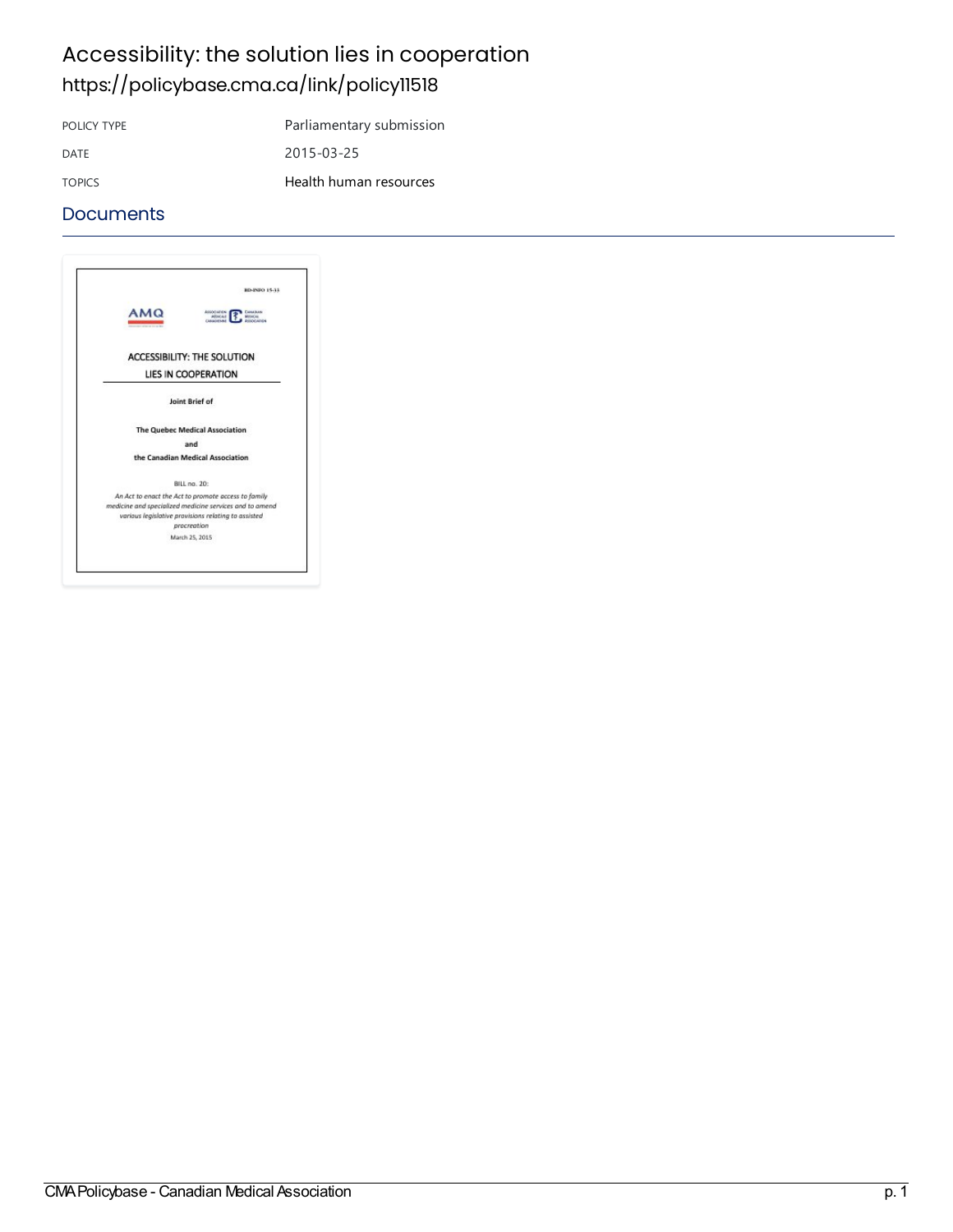# Accessibility: the solution lies in cooperation

https://policybase.cma.ca/link/policy11518

| | |
|---|---|
| POLICY TYPE | Parliamentary submission |
| DATE | 2015-03-25 |
| TOPICS | Health human resources |

## Documents

BD-INFO 15-13

AMQ

ACCESSIBILITY: THE SOLUTION LIES IN COOPERATION

Joint Brief of

The Quebec Medical Association

and

the Canadian Medical Association

BILL no. 20:

*An Act to enact the Act to promote access to family medicine and specialized medicine services and to amend various legislative provisions relating to assisted procreation*

March 25, 2015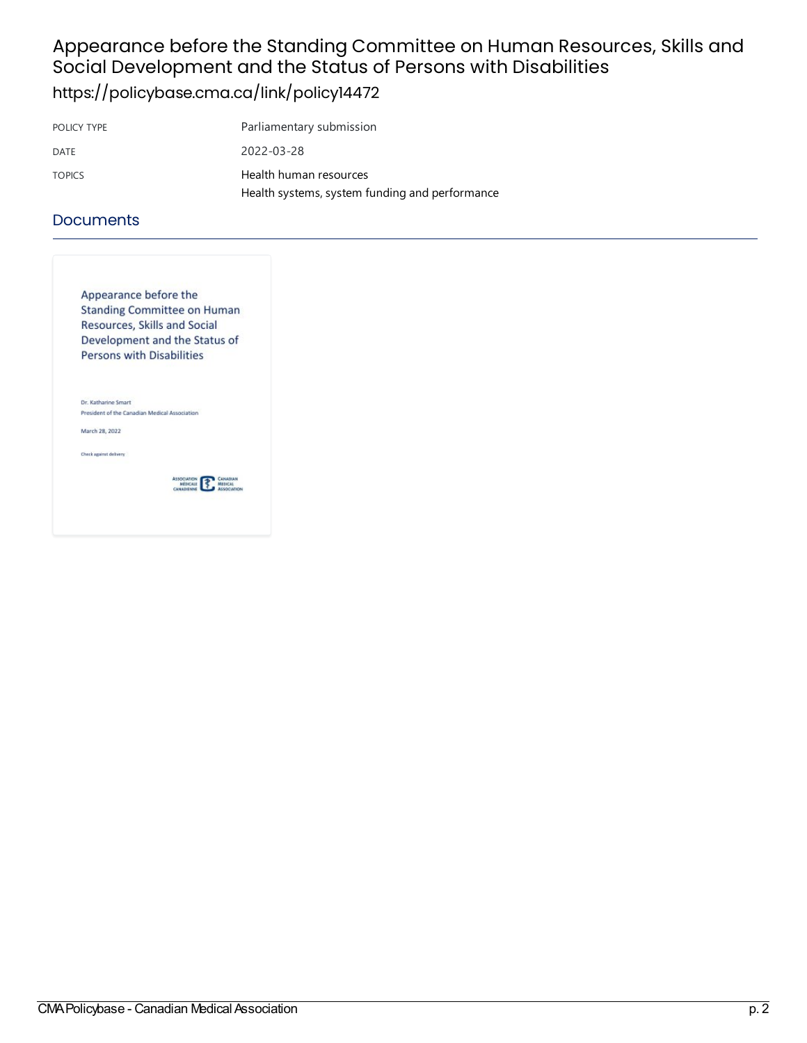# Appearance before the Standing Committee on Human Resources, Skills and Social Development and the Status of Persons with Disabilities

https://policybase.cma.ca/link/policy14472

| | |
|---|---|
| POLICY TYPE | Parliamentary submission |
| DATE | 2022-03-28 |
| TOPICS | Health human resources<br>Health systems, system funding and performance |

## Documents

Appearance before the Standing Committee on Human Resources, Skills and Social Development and the Status of Persons with Disabilities

Dr. Katharine Smart

President of the Canadian Medical Association

March 28, 2022

Check against delivery

ASSOCIATION MÉDICALE CANADIENNE | CANADIAN MEDICAL ASSOCIATION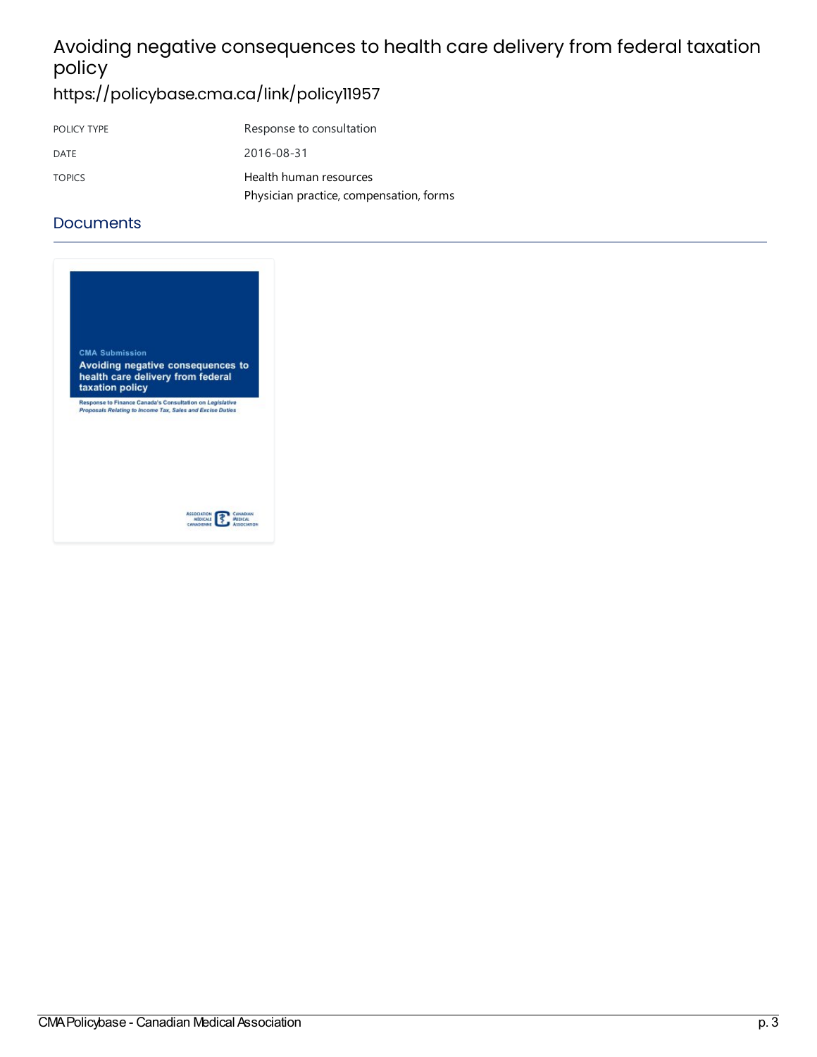# Avoiding negative consequences to health care delivery from federal taxation policy

https://policybase.cma.ca/link/policy11957

| POLICY TYPE | Response to consultation |
| --- | --- |
| DATE | 2016-08-31 |
| TOPICS | Health human resources<br>Physician practice, compensation, forms |

## Documents

CMA Submission

Avoiding negative consequences to health care delivery from federal taxation policy

Response to Finance Canada's Consultation on *Legislative Proposals Relating to Income Tax, Sales and Excise Duties*

ASSOCIATION MÉDICALE CANADIENNE CANADIAN MEDICAL ASSOCIATION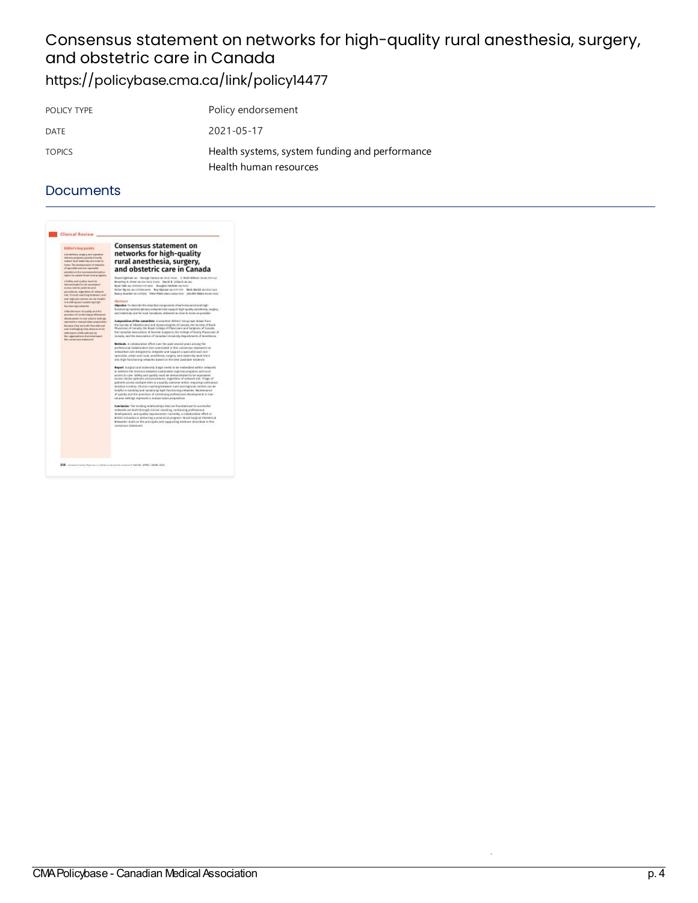# Consensus statement on networks for high-quality rural anesthesia, surgery, and obstetric care in Canada

https://policybase.cma.ca/link/policy14477

| POLICY TYPE | Policy endorsement |
| --- | --- |
| DATE | 2021-05-17 |
| TOPICS | Health systems, system funding and performance<br>Health human resources |

## Documents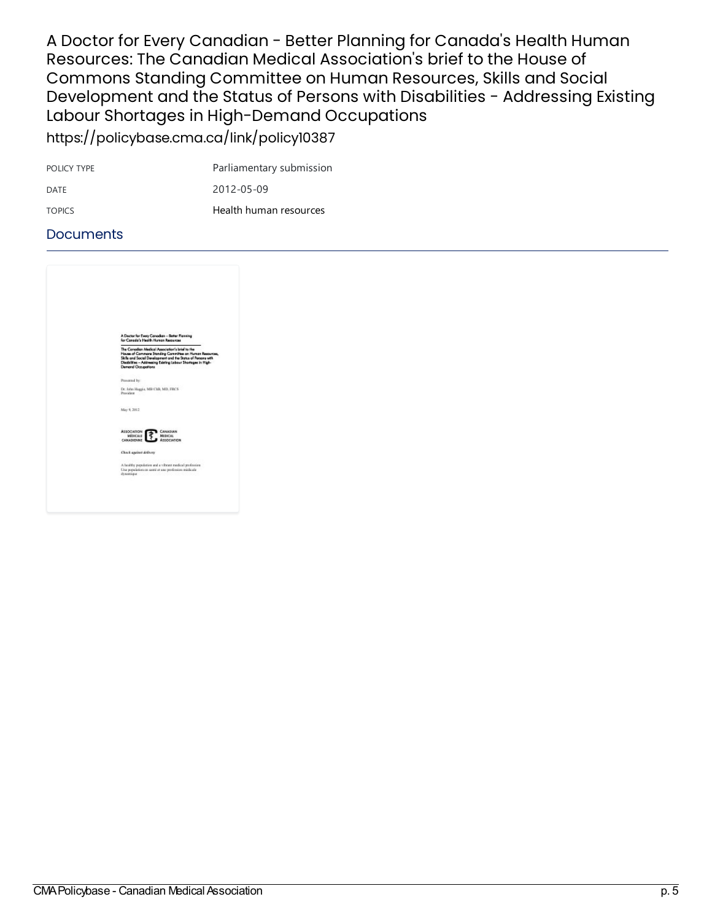# A Doctor for Every Canadian - Better Planning for Canada's Health Human Resources: The Canadian Medical Association's brief to the House of Commons Standing Committee on Human Resources, Skills and Social Development and the Status of Persons with Disabilities - Addressing Existing Labour Shortages in High-Demand Occupations

https://policybase.cma.ca/link/policy10387

| | |
|---|---|
| POLICY TYPE | Parliamentary submission |
| DATE | 2012-05-09 |
| TOPICS | Health human resources |

## Documents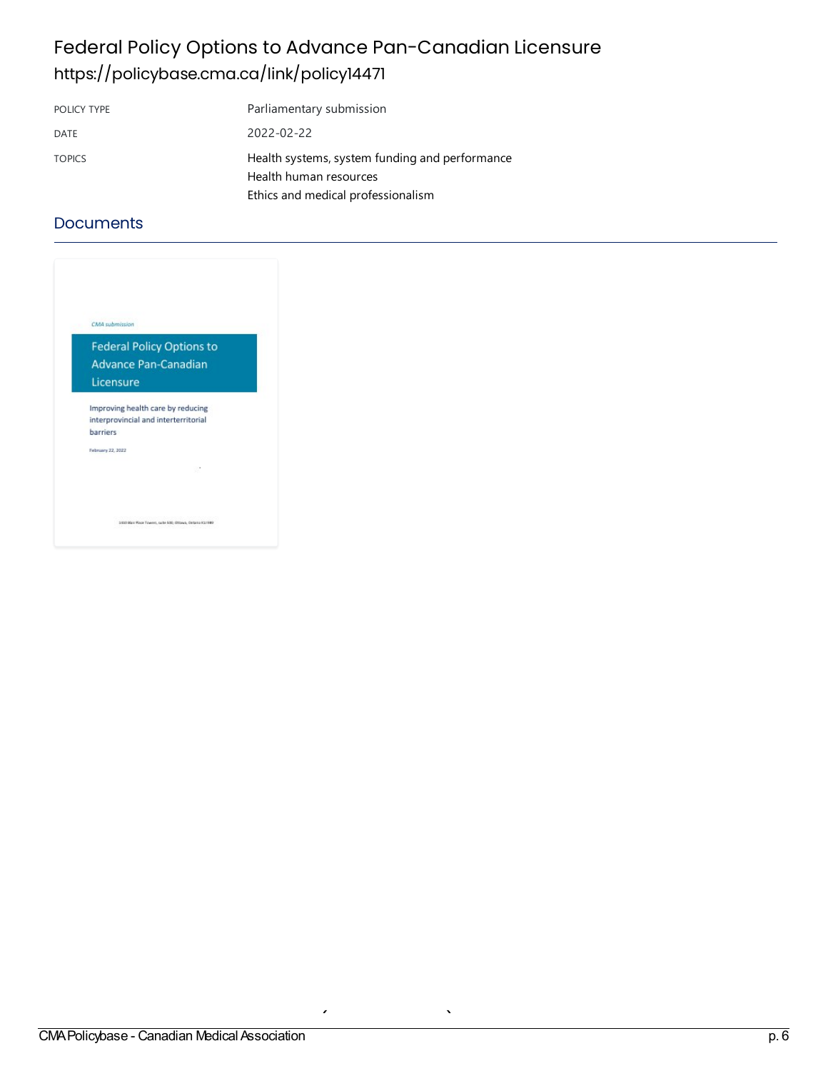# Federal Policy Options to Advance Pan-Canadian Licensure

https://policybase.cma.ca/link/policy14471

| POLICY TYPE | Parliamentary submission |
|---|---|
| DATE | 2022-02-22 |
| TOPICS | Health systems, system funding and performance<br>Health human resources<br>Ethics and medical professionalism |

## Documents

*CMA submission*

Federal Policy Options to Advance Pan-Canadian Licensure

Improving health care by reducing interprovincial and interterritorial barriers

February 22, 2022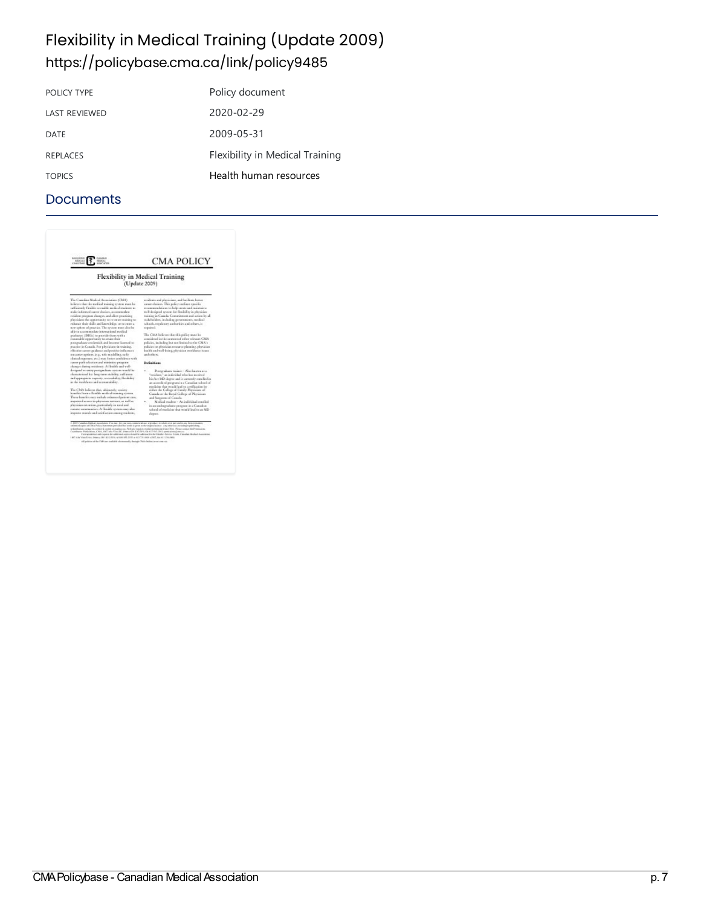# Flexibility in Medical Training (Update 2009)

https://policybase.cma.ca/link/policy9485

| | |
|---|---|
| POLICY TYPE | Policy document |
| LAST REVIEWED | 2020-02-29 |
| DATE | 2009-05-31 |
| REPLACES | Flexibility in Medical Training |
| TOPICS | Health human resources |

## Documents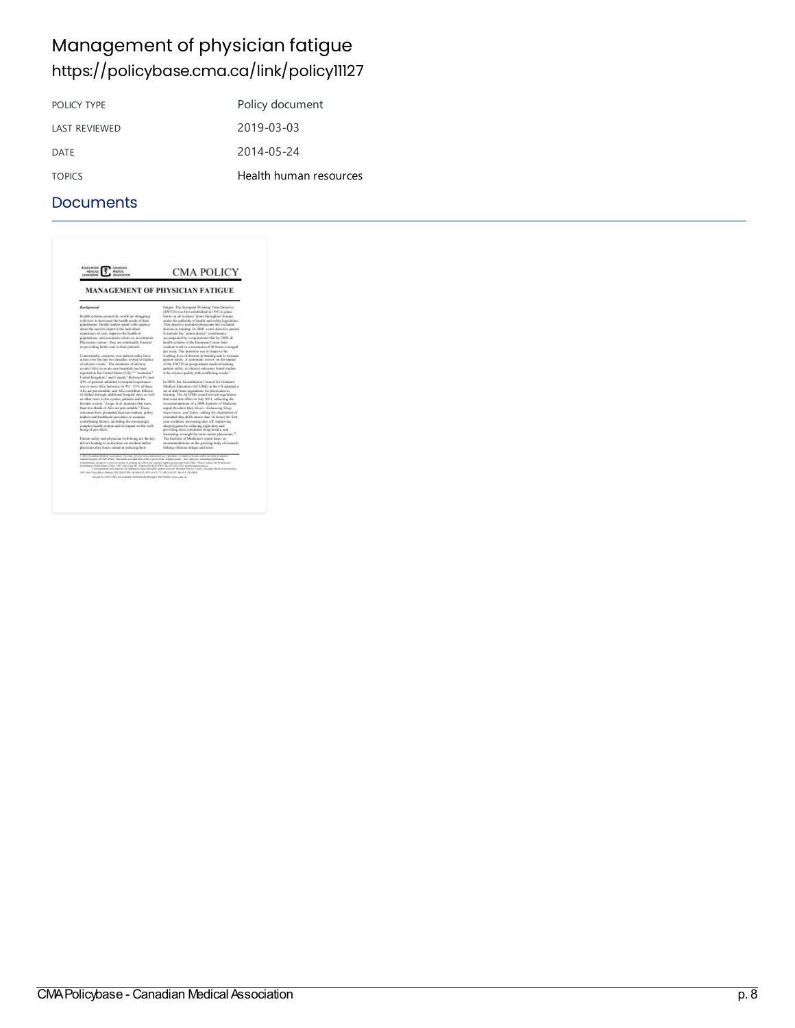# Management of physician fatigue

https://policybase.cma.ca/link/policy11127

| POLICY TYPE | Policy document |
| --- | --- |
| LAST REVIEWED | 2019-03-03 |
| DATE | 2014-05-24 |
| TOPICS | Health human resources |

## Documents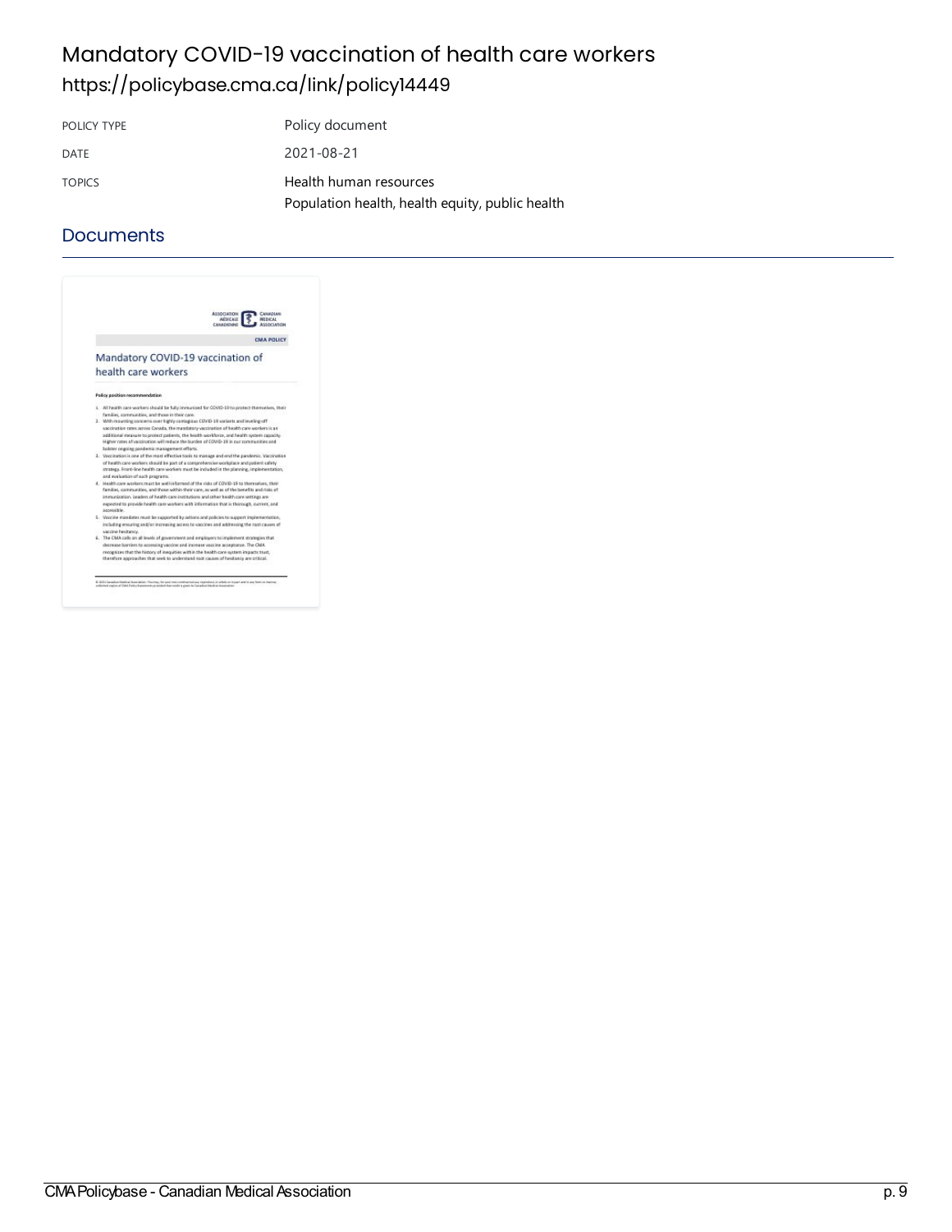# Mandatory COVID-19 vaccination of health care workers

https://policybase.cma.ca/link/policy14449

| | |
|---|---|
| POLICY TYPE | Policy document |
| DATE | 2021-08-21 |
| TOPICS | Health human resources<br>Population health, health equity, public health |

## Documents

CMA POLICY

Mandatory COVID-19 vaccination of health care workers

**Policy position recommendation**

1. All health care workers should be fully immunized for COVID-19 to protect themselves, their families, communities, and those in their care.
2. With mounting concerns over highly contagious COVID-19 variants and leveling-off vaccination rates across Canada, the mandatory vaccination of health care workers is an additional measure to protect patients, the health workforce, and health system capacity. Higher rates of vaccination will reduce the burden of COVID-19 in our communities and bolster ongoing pandemic management efforts.
3. Vaccination is one of the most effective tools to manage and end the pandemic. Vaccination of health care workers should be part of a comprehensive workplace and patient safety strategy. Front-line health care workers must be included in the planning, implementation, and evaluation of such programs.
4. Health care workers must be well informed of the risks of COVID-19 to themselves, their families, communities, and those within their care, as well as of the benefits and risks of immunization. Leaders of health care institutions and other health care settings are expected to provide health care workers with information that is thorough, current, and accessible.
5. Vaccine mandates must be supported by actions and policies to support implementation, including ensuring and/or increasing access to vaccines and addressing the root causes of vaccine hesitancy.
6. The CMA calls on all levels of government and employers to implement strategies that decrease barriers to accessing vaccine and increase vaccine acceptance. The CMA recognizes that the history of inequities within the health care system impacts trust, therefore approaches that seek to understand root causes of hesitancy are critical.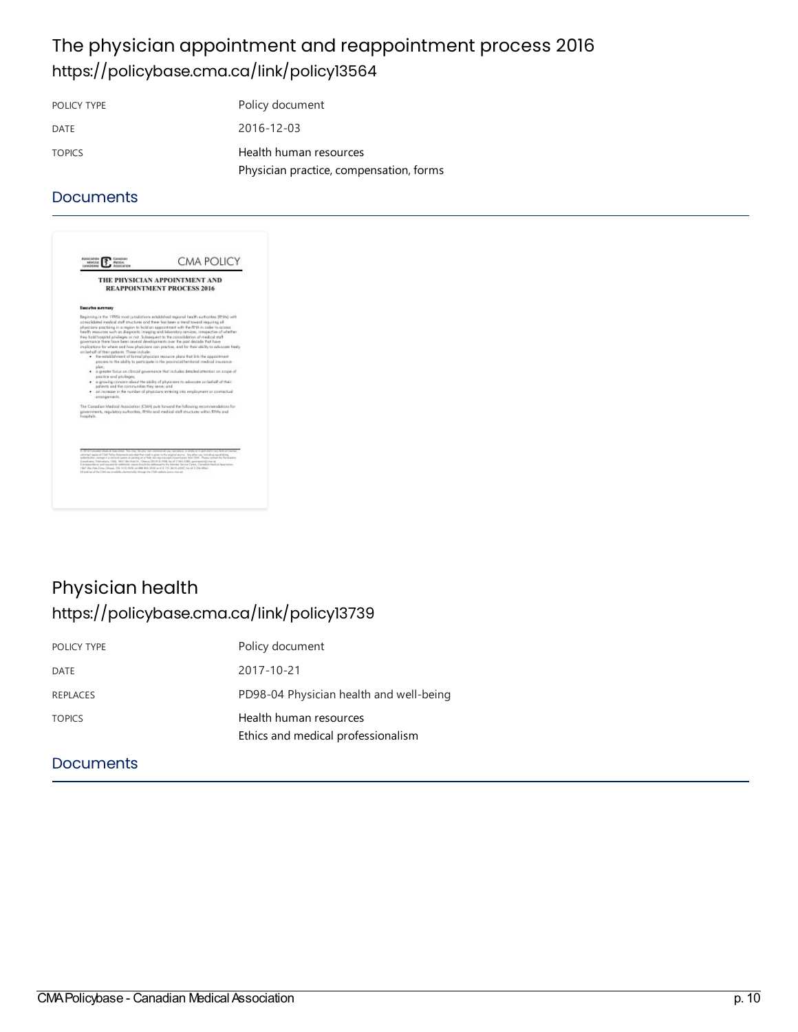# The physician appointment and reappointment process 2016

https://policybase.cma.ca/link/policy13564

| | |
|---|---|
| POLICY TYPE | Policy document |
| DATE | 2016-12-03 |
| TOPICS | Health human resources<br>Physician practice, compensation, forms |

## Documents

# Physician health

https://policybase.cma.ca/link/policy13739

| | |
|---|---|
| POLICY TYPE | Policy document |
| DATE | 2017-10-21 |
| REPLACES | PD98-04 Physician health and well-being |
| TOPICS | Health human resources<br>Ethics and medical professionalism |

## Documents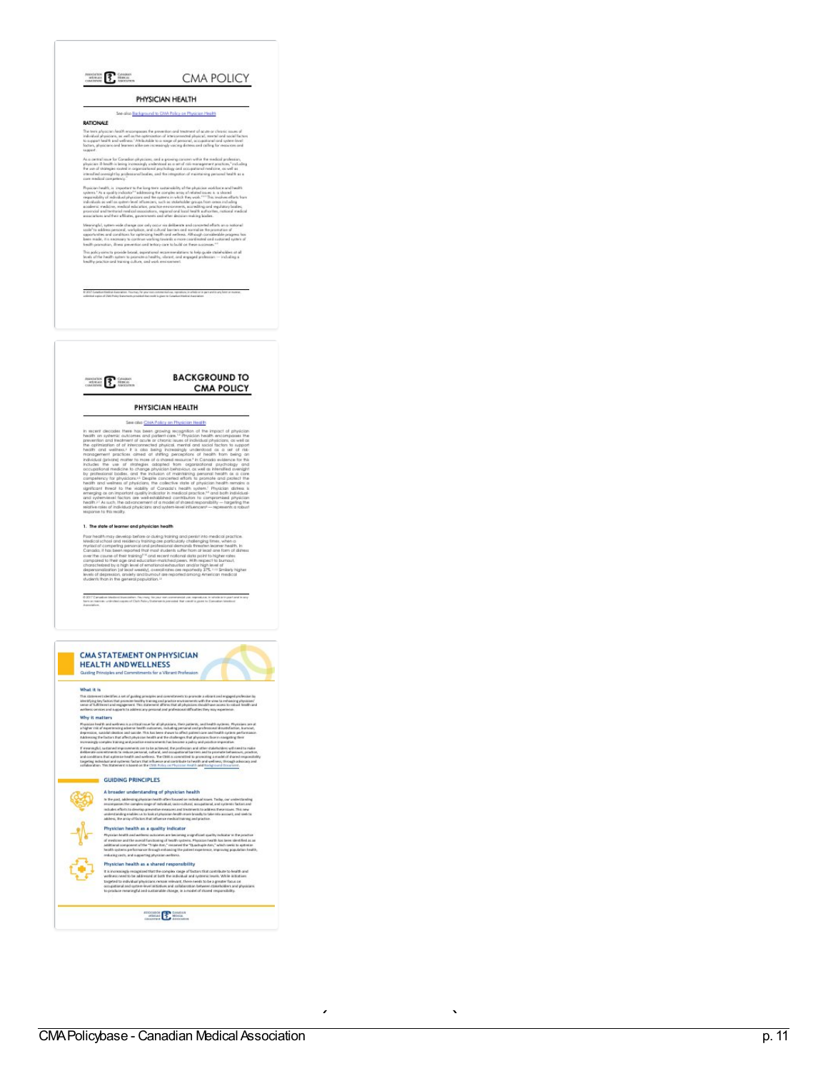CMA POLICY

PHYSICIAN HEALTH

See also Background to CMA Policy on Physician Health

RATIONALE

BACKGROUND TO CMA POLICY

PHYSICIAN HEALTH

See also CMA Policy on Physician Health

1. The state of learner and physician health

CMA STATEMENT ON PHYSICIAN HEALTH AND WELLNESS

Guiding Principles and Commitments for a Vibrant Profession

What it is

Why it matters

GUIDING PRINCIPLES

A broader understanding of physician health

Physician health as a quality indicator

Physician health as a shared responsibility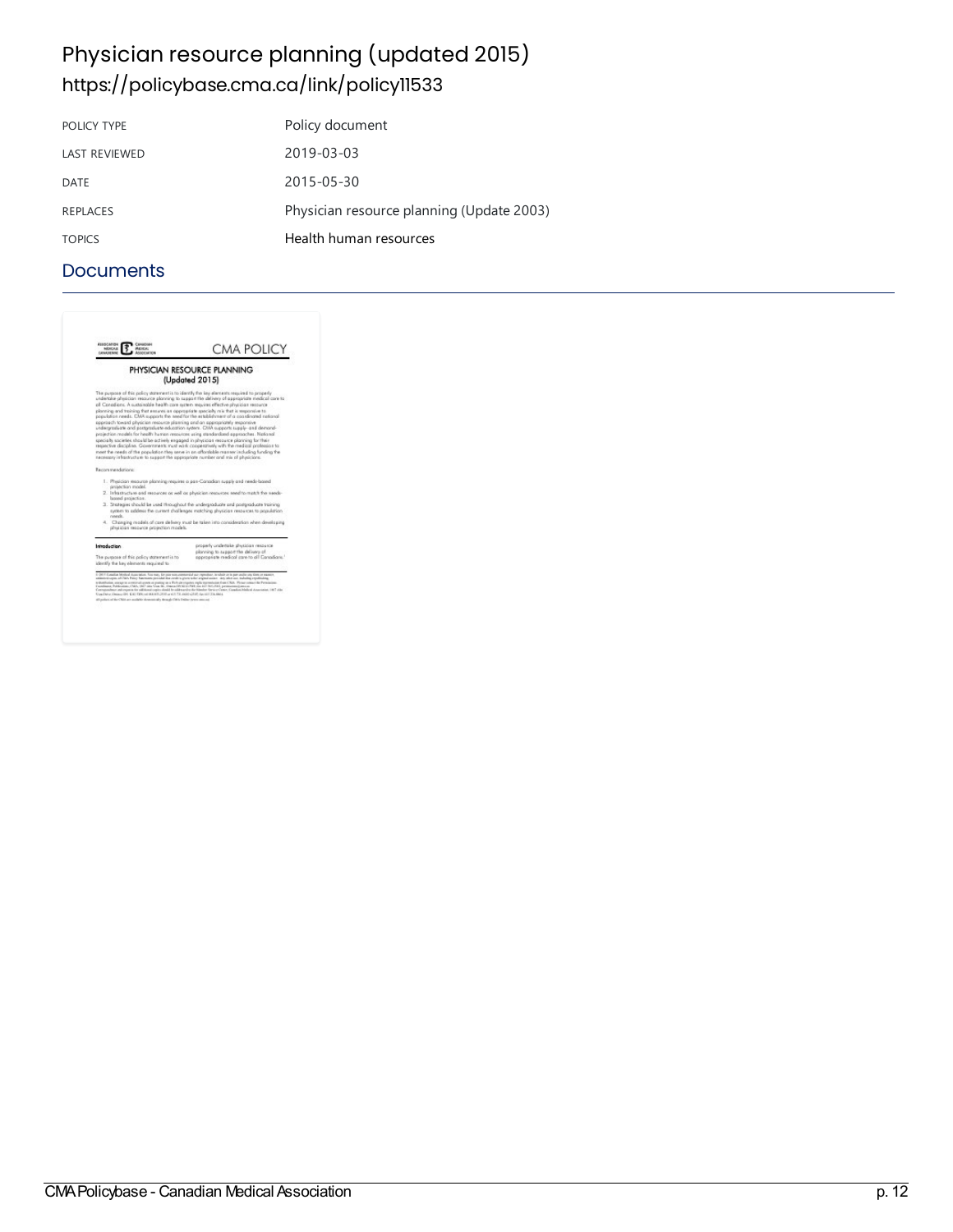# Physician resource planning (updated 2015)

https://policybase.cma.ca/link/policy11533

| POLICY TYPE | Policy document |
| --- | --- |
| LAST REVIEWED | 2019-03-03 |
| DATE | 2015-05-30 |
| REPLACES | Physician resource planning (Update 2003) |
| TOPICS | Health human resources |

## Documents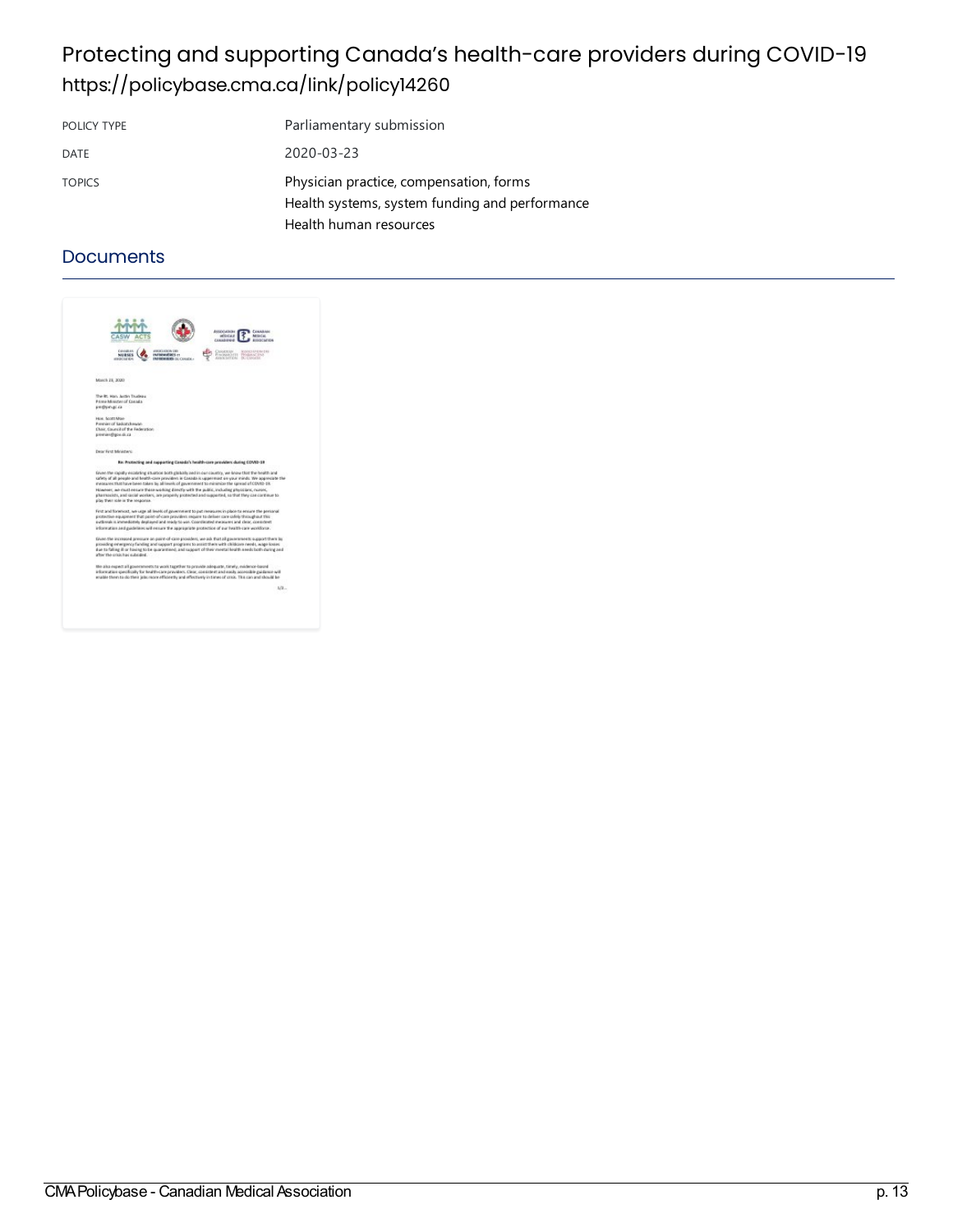# Protecting and supporting Canada's health-care providers during COVID-19

https://policybase.cma.ca/link/policy14260

| | |
|---|---|
| POLICY TYPE | Parliamentary submission |
| DATE | 2020-03-23 |
| TOPICS | Physician practice, compensation, forms<br>Health systems, system funding and performance<br>Health human resources |

## Documents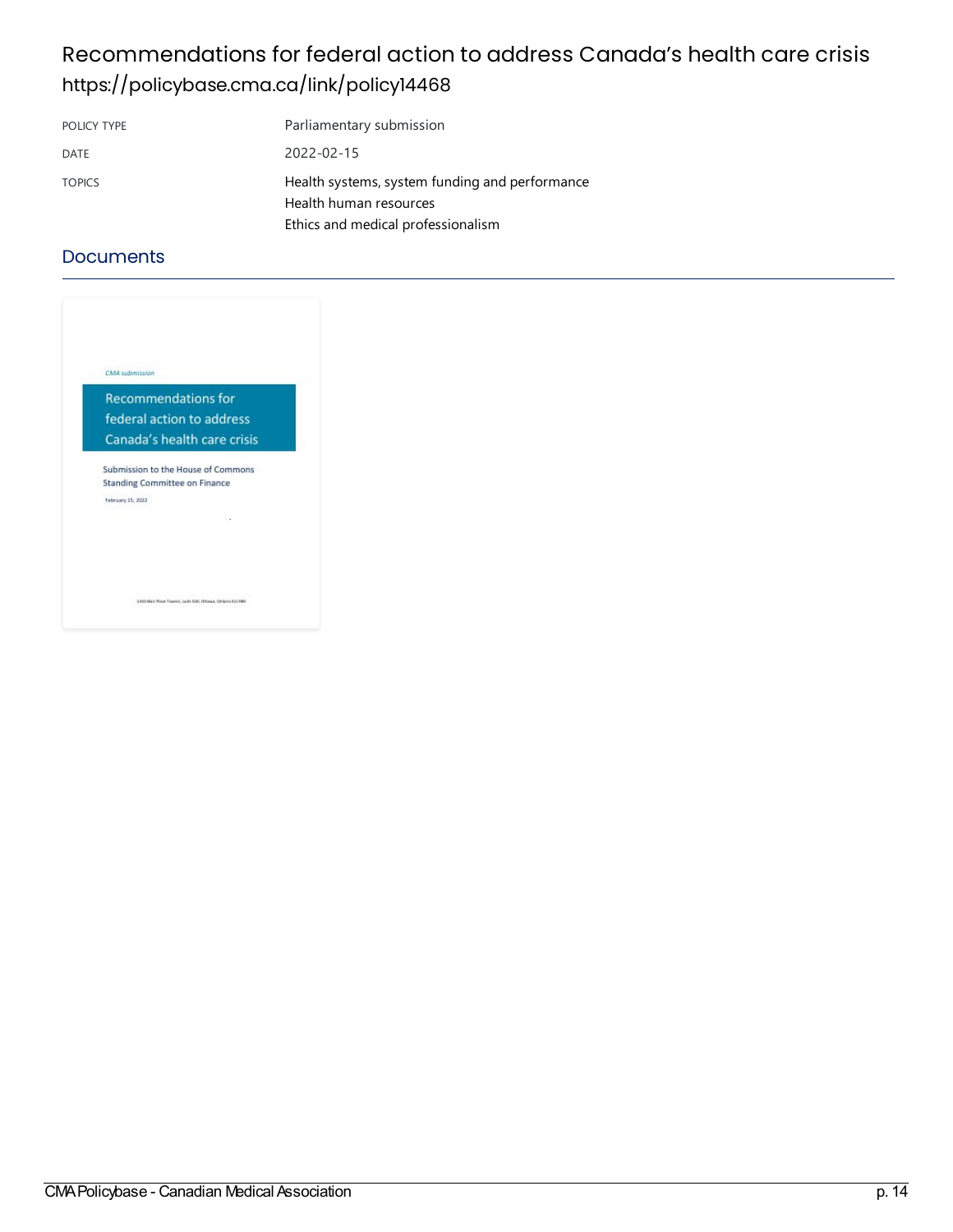# Recommendations for federal action to address Canada's health care crisis

https://policybase.cma.ca/link/policy14468

| POLICY TYPE | Parliamentary submission |
| --- | --- |
| DATE | 2022-02-15 |
| TOPICS | Health systems, system funding and performance<br>Health human resources<br>Ethics and medical professionalism |

## Documents

*CMA submission*

Recommendations for federal action to address Canada's health care crisis

Submission to the House of Commons Standing Committee on Finance

February 15, 2022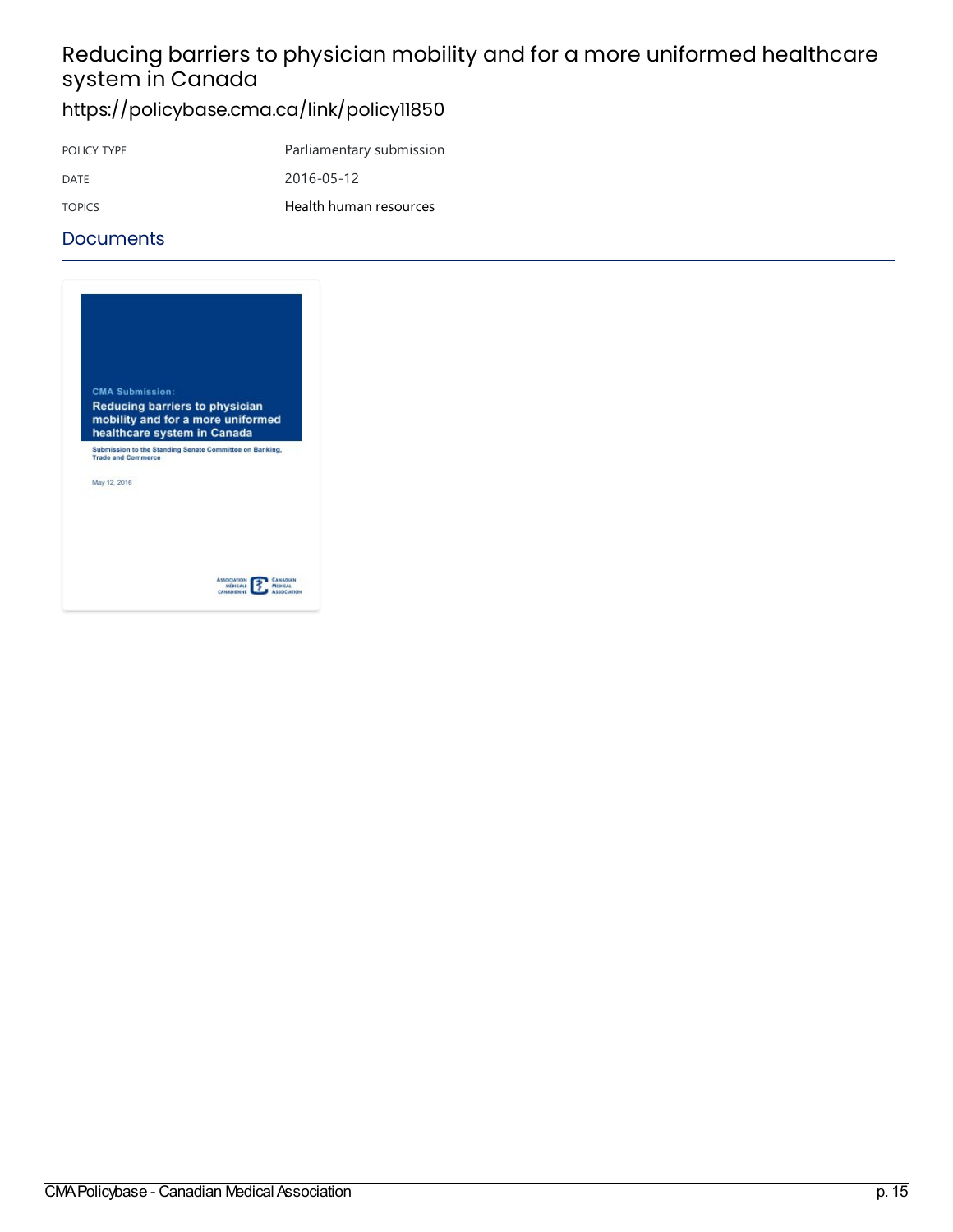# Reducing barriers to physician mobility and for a more uniformed healthcare system in Canada

https://policybase.cma.ca/link/policy11850

| | |
|---|---|
| POLICY TYPE | Parliamentary submission |
| DATE | 2016-05-12 |
| TOPICS | Health human resources |

## Documents

CMA Submission:

**Reducing barriers to physician mobility and for a more uniformed healthcare system in Canada**

Submission to the Standing Senate Committee on Banking, Trade and Commerce

May 12, 2016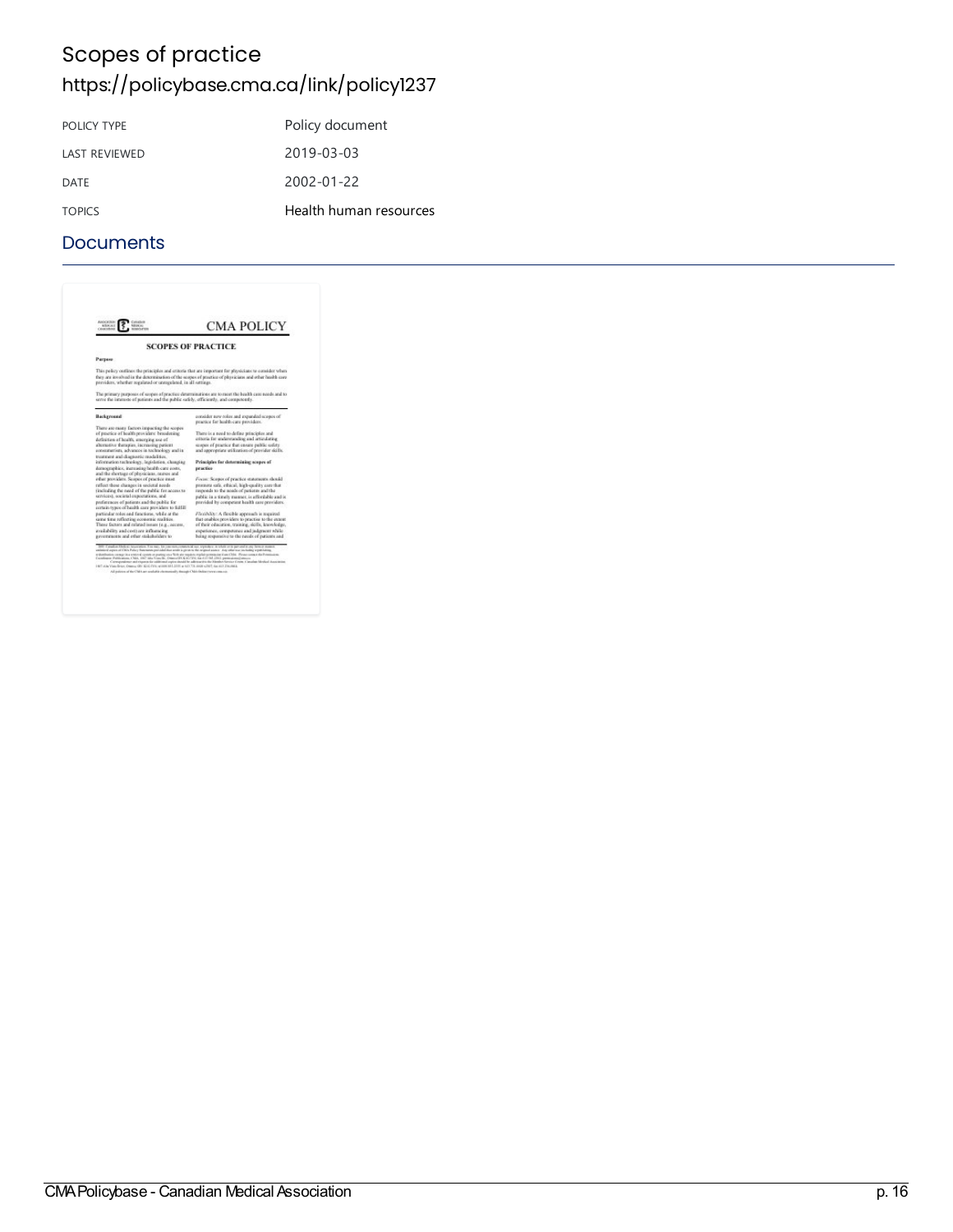# Scopes of practice

https://policybase.cma.ca/link/policy1237

| POLICY TYPE | Policy document |
| --- | --- |
| LAST REVIEWED | 2019-03-03 |
| DATE | 2002-01-22 |
| TOPICS | Health human resources |

## Documents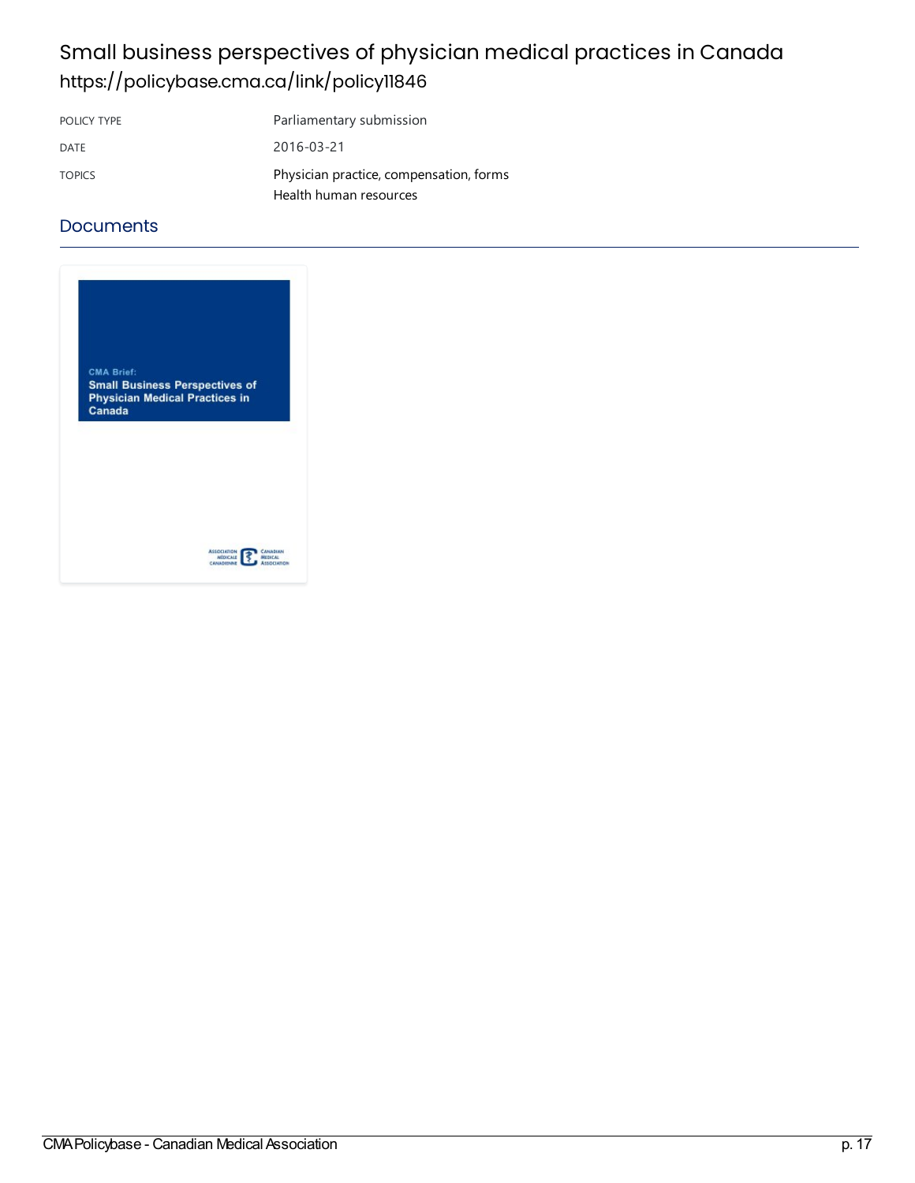# Small business perspectives of physician medical practices in Canada

https://policybase.cma.ca/link/policy11846

| | |
|---|---|
| POLICY TYPE | Parliamentary submission |
| DATE | 2016-03-21 |
| TOPICS | Physician practice, compensation, forms<br>Health human resources |

## Documents

CMA Brief:

**Small Business Perspectives of Physician Medical Practices in Canada**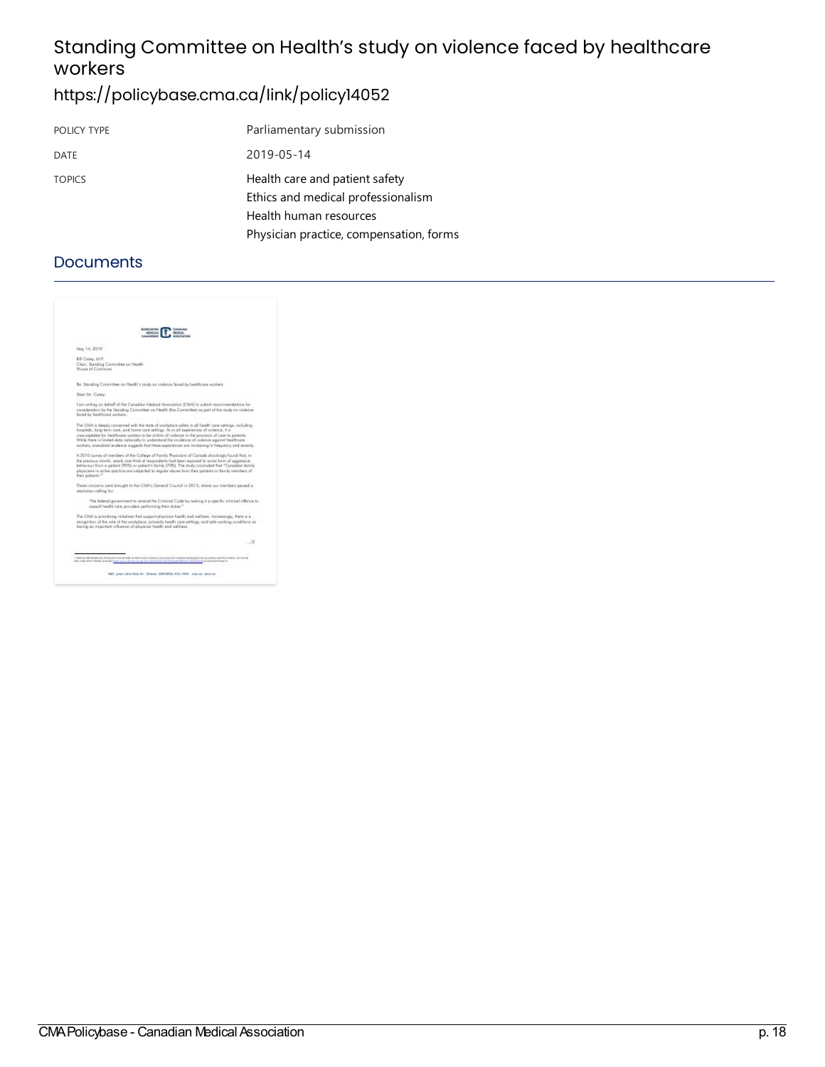# Standing Committee on Health's study on violence faced by healthcare workers

## https://policybase.cma.ca/link/policy14052

| POLICY TYPE | Parliamentary submission |
|---|---|
| DATE | 2019-05-14 |
| TOPICS | Health care and patient safety<br>Ethics and medical professionalism<br>Health human resources<br>Physician practice, compensation, forms |

## Documents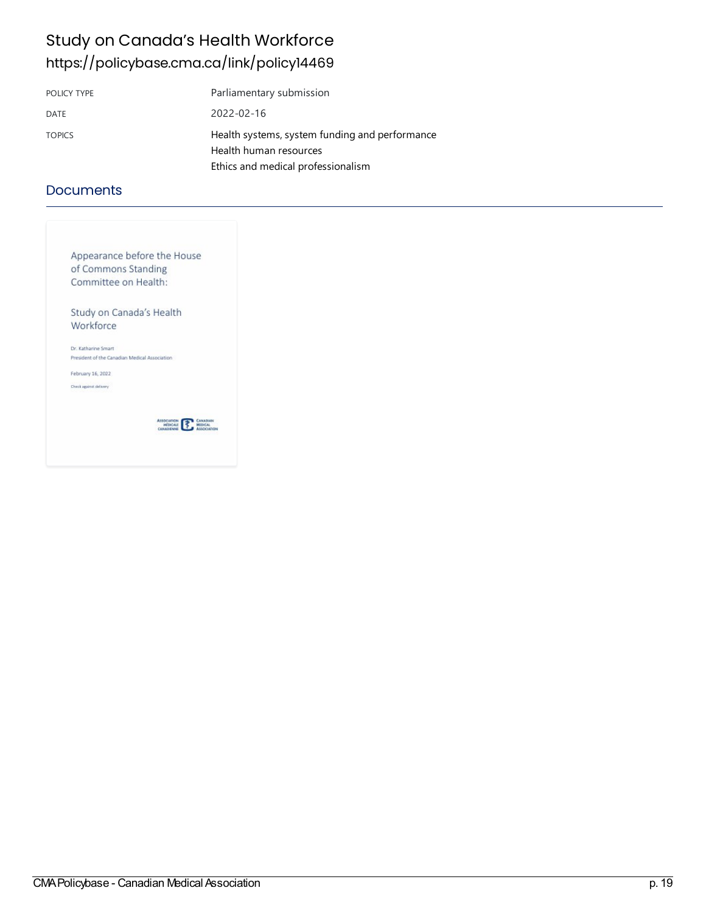# Study on Canada's Health Workforce

https://policybase.cma.ca/link/policy14469

| | |
|---|---|
| POLICY TYPE | Parliamentary submission |
| DATE | 2022-02-16 |
| TOPICS | Health systems, system funding and performance<br>Health human resources<br>Ethics and medical professionalism |

## Documents

Appearance before the House of Commons Standing Committee on Health:

Study on Canada's Health Workforce

Dr. Katharine Smart
President of the Canadian Medical Association

February 16, 2022

Check against delivery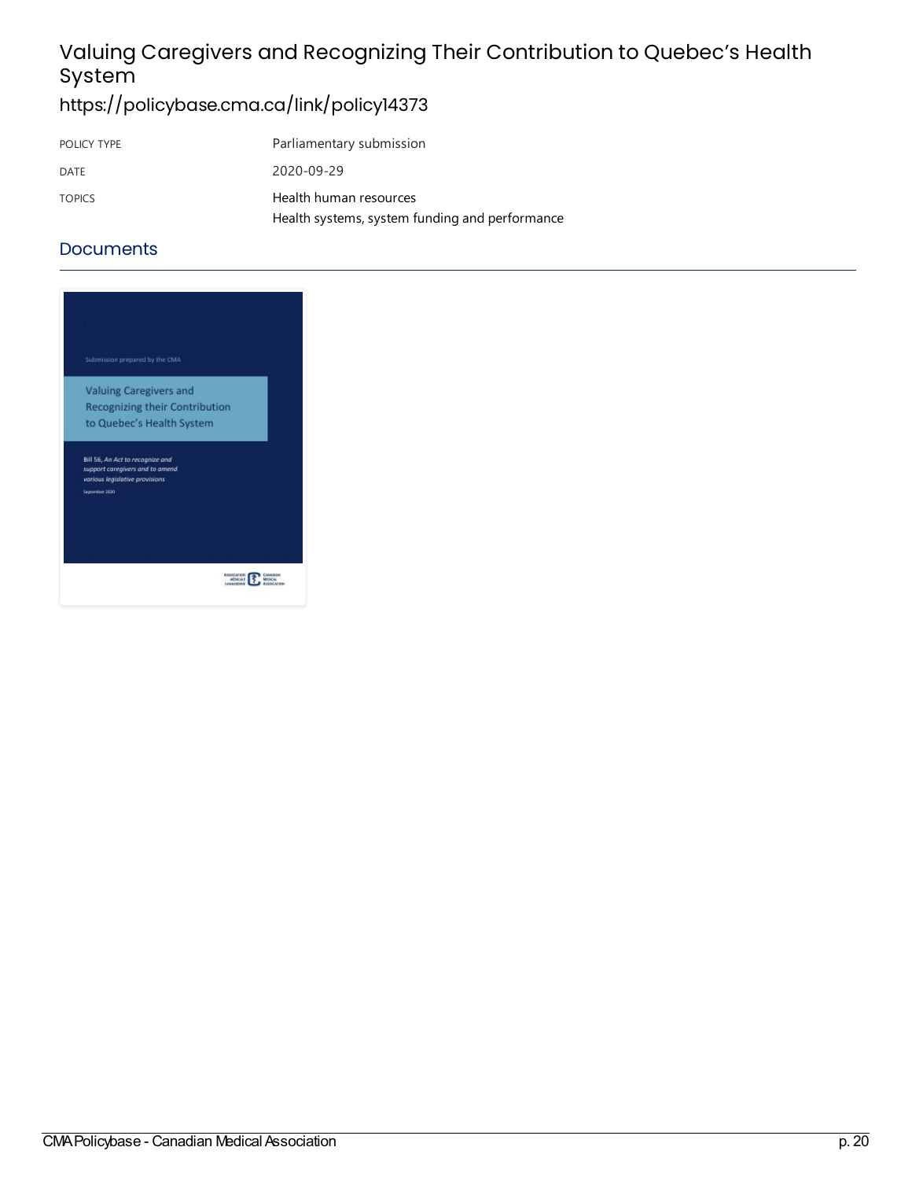# Valuing Caregivers and Recognizing Their Contribution to Quebec's Health System

https://policybase.cma.ca/link/policy14373

| | |
|---|---|
| POLICY TYPE | Parliamentary submission |
| DATE | 2020-09-29 |
| TOPICS | Health human resources<br>Health systems, system funding and performance |

## Documents

Submission prepared by the CMA

Valuing Caregivers and Recognizing their Contribution to Quebec's Health System

Bill 56, *An Act to recognize and support caregivers and to amend various legislative provisions*

September 2020